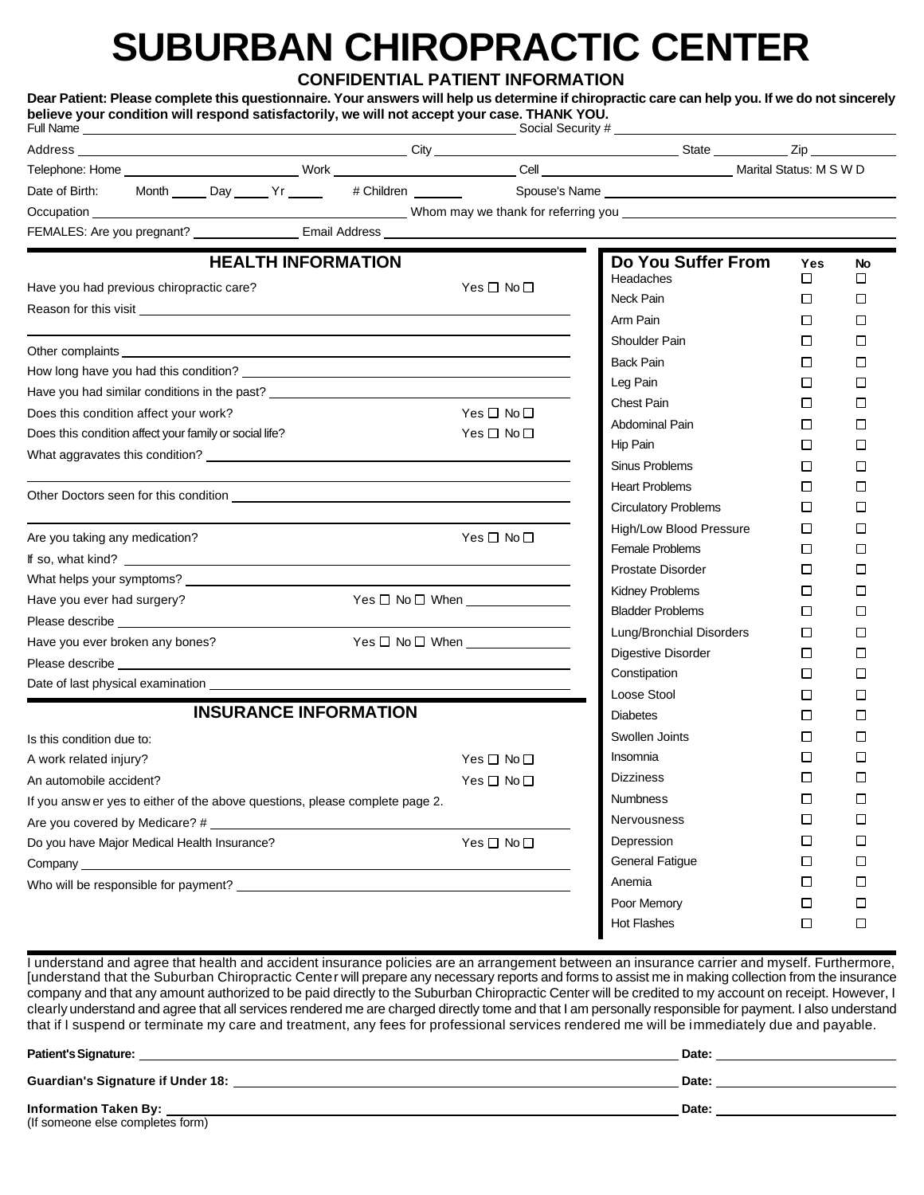# SUBURBAN CHIROPRACTIC CENTER

**CONFIDENTIAL PATIENT INFORMATION**

**Dear Patient: Please complete this questionnaire. Your answers will help us determine if chiropractic care can help you. If we do not sincerely believe your condition will respond satisfactorily, we will not accept your case. THANK YOU.**

Full Name ______________________ Social Security # ______________________

Address ______________________ City ______________________ State __________ Zip __________

Telephone: Home ______________ Work ______________ Cell ______________ Marital Status: M S W D

Date of Birth: Month _____ Day _____ Yr _____ # Children _______ Spouse's Name ______________________

Occupation ______________________ Whom may we thank for referring you ______________________

FEMALES: Are you pregnant? ______________ Email Address ______________________

## HEALTH INFORMATION

Have you had previous chiropractic care? Yes ☐ No ☐

Reason for this visit ______________________

Other complaints ______________________

How long have you had this condition? ______________________

Have you had similar conditions in the past? ______________________

Does this condition affect your work? Yes ☐ No ☐

Does this condition affect your family or social life? Yes ☐ No ☐

What aggravates this condition? ______________________

Other Doctors seen for this condition ______________________

Are you taking any medication? Yes ☐ No ☐

If so, what kind? ______________________

What helps your symptoms? ______________________

Have you ever had surgery? Yes ☐ No ☐ When ______________

Please describe ______________________

Have you ever broken any bones? Yes ☐ No ☐ When ______________

Please describe ______________________

Date of last physical examination ______________________

## INSURANCE INFORMATION

Is this condition due to:

A work related injury? Yes ☐ No ☐

An automobile accident? Yes ☐ No ☐

If you answer yes to either of the above questions, please complete page 2.

Are you covered by Medicare? # ______________________

Do you have Major Medical Health Insurance? Yes ☐ No ☐

Company ______________________

Who will be responsible for payment? ______________________

## Do You Suffer From

| | Yes | No |
|---|---|---|
| Headaches | ☐ | ☐ |
| Neck Pain | ☐ | ☐ |
| Arm Pain | ☐ | ☐ |
| Shoulder Pain | ☐ | ☐ |
| Back Pain | ☐ | ☐ |
| Leg Pain | ☐ | ☐ |
| Chest Pain | ☐ | ☐ |
| Abdominal Pain | ☐ | ☐ |
| Hip Pain | ☐ | ☐ |
| Sinus Problems | ☐ | ☐ |
| Heart Problems | ☐ | ☐ |
| Circulatory Problems | ☐ | ☐ |
| High/Low Blood Pressure | ☐ | ☐ |
| Female Problems | ☐ | ☐ |
| Prostate Disorder | ☐ | ☐ |
| Kidney Problems | ☐ | ☐ |
| Bladder Problems | ☐ | ☐ |
| Lung/Bronchial Disorders | ☐ | ☐ |
| Digestive Disorder | ☐ | ☐ |
| Constipation | ☐ | ☐ |
| Loose Stool | ☐ | ☐ |
| Diabetes | ☐ | ☐ |
| Swollen Joints | ☐ | ☐ |
| Insomnia | ☐ | ☐ |
| Dizziness | ☐ | ☐ |
| Numbness | ☐ | ☐ |
| Nervousness | ☐ | ☐ |
| Depression | ☐ | ☐ |
| General Fatigue | ☐ | ☐ |
| Anemia | ☐ | ☐ |
| Poor Memory | ☐ | ☐ |
| Hot Flashes | ☐ | ☐ |

I understand and agree that health and accident insurance policies are an arrangement between an insurance carrier and myself. Furthermore, [understand that the Suburban Chiropractic Center will prepare any necessary reports and forms to assist me in making collection from the insurance company and that any amount authorized to be paid directly to the Suburban Chiropractic Center will be credited to my account on receipt. However, I clearly understand and agree that all services rendered me are charged directly tome and that I am personally responsible for payment. I also understand that if I suspend or terminate my care and treatment, any fees for professional services rendered me will be immediately due and payable.

**Patient's Signature:** ______________________ **Date:** ______________

**Guardian's Signature if Under 18:** ______________________ **Date:** ______________

**Information Taken By:** ______________________ **Date:** ______________
(If someone else completes form)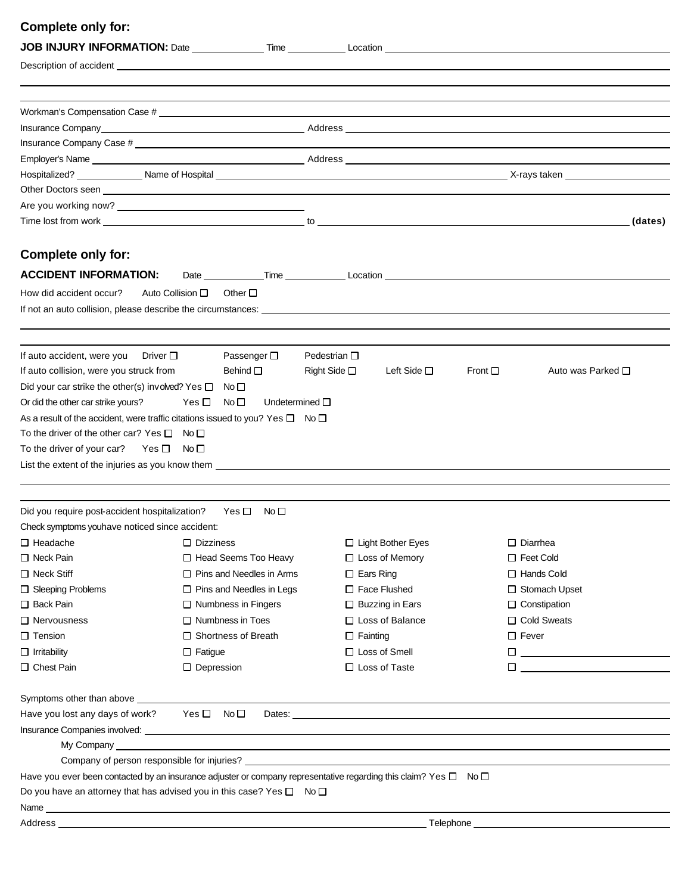## Complete only for:

**JOB INJURY INFORMATION:** Date ____________ Time __________ Location ______________________________

Description of accident ______________________________________________________________

______________________________________________________________

______________________________________________________________

Workman's Compensation Case # ______________________________________________________________

Insurance Company ______________________________ Address ______________________________

Insurance Company Case # ______________________________________________________________

Employer's Name ______________________________ Address ______________________________

Hospitalized? __________ Name of Hospital ______________________________ X-rays taken ______________

Other Doctors seen ______________________________________________________________

Are you working now? ______________________________

Time lost from work ______________________________ to ______________________________ **(dates)**

## Complete only for:

**ACCIDENT INFORMATION:** Date __________ Time __________ Location ______________________________

How did accident occur? Auto Collision ☐ Other ☐

If not an auto collision, please describe the circumstances: ______________________________

______________________________________________________________

______________________________________________________________

If auto accident, were you Driver ☐ Passenger ☐ Pedestrian ☐

If auto collision, were you struck from Behind ☐ Right Side ☐ Left Side ☐ Front ☐ Auto was Parked ☐

Did your car strike the other(s) involved? Yes ☐ No ☐

Or did the other car strike yours? Yes ☐ No ☐ Undetermined ☐

As a result of the accident, were traffic citations issued to you? Yes ☐ No ☐

To the driver of the other car? Yes ☐ No ☐

To the driver of your car? Yes ☐ No ☐

List the extent of the injuries as you know them ______________________________

______________________________________________________________

______________________________________________________________

Did you require post-accident hospitalization? Yes ☐ No ☐

Check symptoms youhave noticed since accident:

| | | | |
|---|---|---|---|
| ☐ Headache | ☐ Dizziness | ☐ Light Bother Eyes | ☐ Diarrhea |
| ☐ Neck Pain | ☐ Head Seems Too Heavy | ☐ Loss of Memory | ☐ Feet Cold |
| ☐ Neck Stiff | ☐ Pins and Needles in Arms | ☐ Ears Ring | ☐ Hands Cold |
| ☐ Sleeping Problems | ☐ Pins and Needles in Legs | ☐ Face Flushed | ☐ Stomach Upset |
| ☐ Back Pain | ☐ Numbness in Fingers | ☐ Buzzing in Ears | ☐ Constipation |
| ☐ Nervousness | ☐ Numbness in Toes | ☐ Loss of Balance | ☐ Cold Sweats |
| ☐ Tension | ☐ Shortness of Breath | ☐ Fainting | ☐ Fever |
| ☐ Irritability | ☐ Fatigue | ☐ Loss of Smell | ☐ ______________ |
| ☐ Chest Pain | ☐ Depression | ☐ Loss of Taste | ☐ ______________ |

Symptoms other than above ______________________________________________________________

Have you lost any days of work? Yes ☐ No ☐ Dates: ______________________________

Insurance Companies involved: ______________________________

My Company ______________________________

Company of person responsible for injuries? ______________________________

Have you ever been contacted by an insurance adjuster or company representative regarding this claim? Yes ☐ No ☐

Do you have an attorney that has advised you in this case? Yes ☐ No ☐

Name ______________________________________________________________

Address ______________________________ Telephone ______________________________